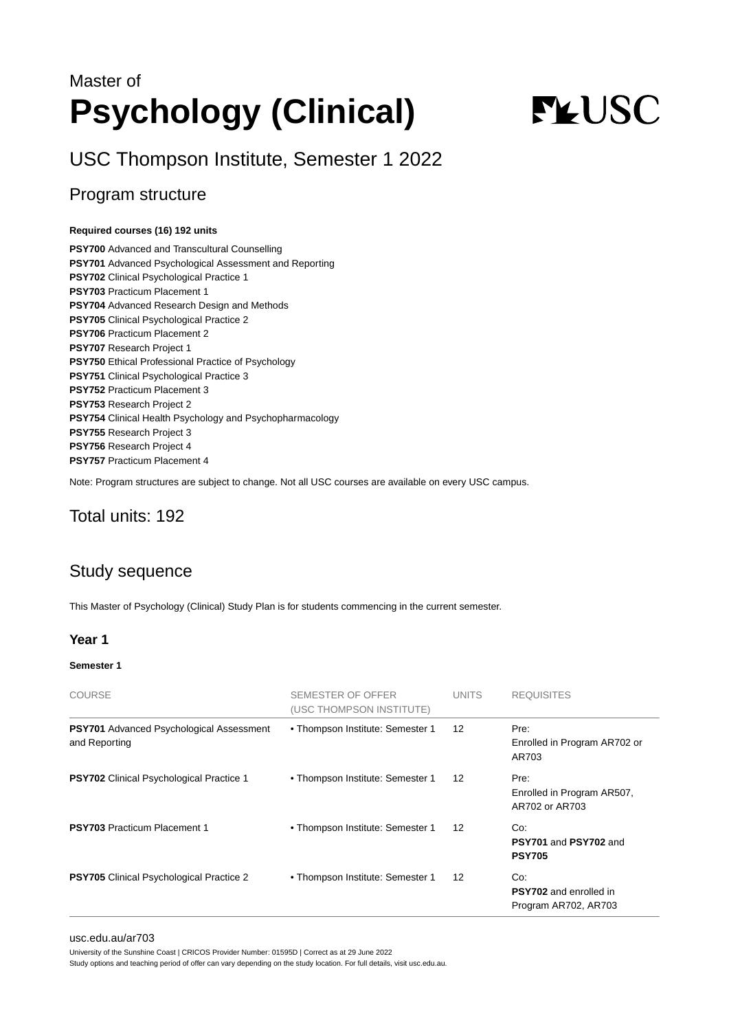Master of

# Psychology (Clinical)

## USC Thompson Institute, Semester 1 2022

## Program structure

**Required courses (16) 192 units**

**PSY700** Advanced and Transcultural Counselling
**PSY701** Advanced Psychological Assessment and Reporting
**PSY702** Clinical Psychological Practice 1
**PSY703** Practicum Placement 1
**PSY704** Advanced Research Design and Methods
**PSY705** Clinical Psychological Practice 2
**PSY706** Practicum Placement 2
**PSY707** Research Project 1
**PSY750** Ethical Professional Practice of Psychology
**PSY751** Clinical Psychological Practice 3
**PSY752** Practicum Placement 3
**PSY753** Research Project 2
**PSY754** Clinical Health Psychology and Psychopharmacology
**PSY755** Research Project 3
**PSY756** Research Project 4
**PSY757** Practicum Placement 4

Note: Program structures are subject to change. Not all USC courses are available on every USC campus.

## Total units: 192

## Study sequence

This Master of Psychology (Clinical) Study Plan is for students commencing in the current semester.

### Year 1

#### Semester 1

| COURSE | SEMESTER OF OFFER (USC THOMPSON INSTITUTE) | UNITS | REQUISITES |
|---|---|---|---|
| **PSY701** Advanced Psychological Assessment and Reporting | • Thompson Institute: Semester 1 | 12 | Pre: Enrolled in Program AR702 or AR703 |
| **PSY702** Clinical Psychological Practice 1 | • Thompson Institute: Semester 1 | 12 | Pre: Enrolled in Program AR507, AR702 or AR703 |
| **PSY703** Practicum Placement 1 | • Thompson Institute: Semester 1 | 12 | Co: **PSY701** and **PSY702** and **PSY705** |
| **PSY705** Clinical Psychological Practice 2 | • Thompson Institute: Semester 1 | 12 | Co: **PSY702** and enrolled in Program AR702, AR703 |

usc.edu.au/ar703
University of the Sunshine Coast | CRICOS Provider Number: 01595D | Correct as at 29 June 2022
Study options and teaching period of offer can vary depending on the study location. For full details, visit usc.edu.au.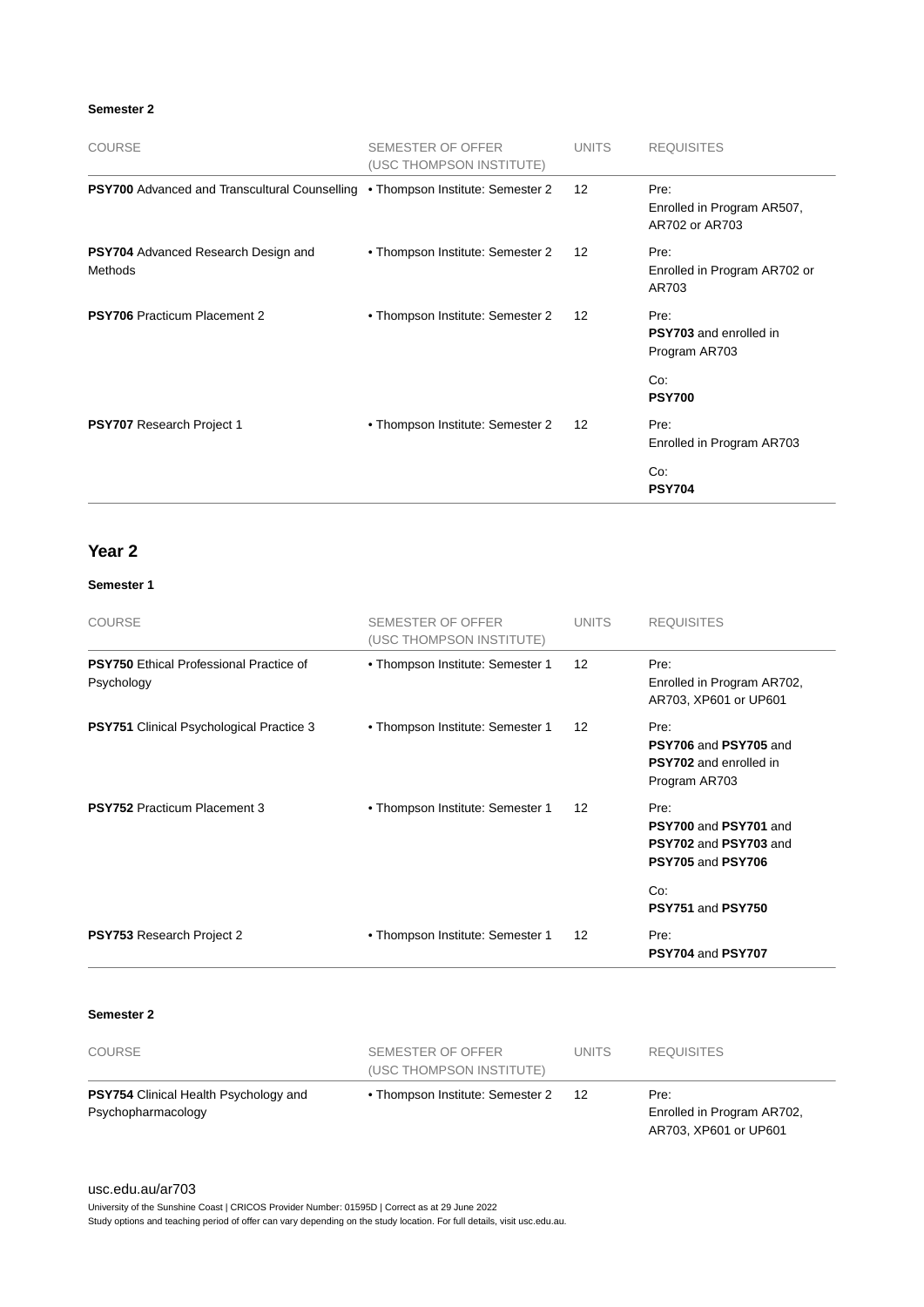**Semester 2**

| COURSE | SEMESTER OF OFFER (USC THOMPSON INSTITUTE) | UNITS | REQUISITES |
|---|---|---|---|
| **PSY700** Advanced and Transcultural Counselling | • Thompson Institute: Semester 2 | 12 | Pre: Enrolled in Program AR507, AR702 or AR703 |
| **PSY704** Advanced Research Design and Methods | • Thompson Institute: Semester 2 | 12 | Pre: Enrolled in Program AR702 or AR703 |
| **PSY706** Practicum Placement 2 | • Thompson Institute: Semester 2 | 12 | Pre: **PSY703** and enrolled in Program AR703<br><br>Co: **PSY700** |
| **PSY707** Research Project 1 | • Thompson Institute: Semester 2 | 12 | Pre: Enrolled in Program AR703<br><br>Co: **PSY704** |

## Year 2

**Semester 1**

| COURSE | SEMESTER OF OFFER (USC THOMPSON INSTITUTE) | UNITS | REQUISITES |
|---|---|---|---|
| **PSY750** Ethical Professional Practice of Psychology | • Thompson Institute: Semester 1 | 12 | Pre: Enrolled in Program AR702, AR703, XP601 or UP601 |
| **PSY751** Clinical Psychological Practice 3 | • Thompson Institute: Semester 1 | 12 | Pre: **PSY706** and **PSY705** and **PSY702** and enrolled in Program AR703 |
| **PSY752** Practicum Placement 3 | • Thompson Institute: Semester 1 | 12 | Pre: **PSY700** and **PSY701** and **PSY702** and **PSY703** and **PSY705** and **PSY706**<br><br>Co: **PSY751** and **PSY750** |
| **PSY753** Research Project 2 | • Thompson Institute: Semester 1 | 12 | Pre: **PSY704** and **PSY707** |

**Semester 2**

| COURSE | SEMESTER OF OFFER (USC THOMPSON INSTITUTE) | UNITS | REQUISITES |
|---|---|---|---|
| **PSY754** Clinical Health Psychology and Psychopharmacology | • Thompson Institute: Semester 2 | 12 | Pre: Enrolled in Program AR702, AR703, XP601 or UP601 |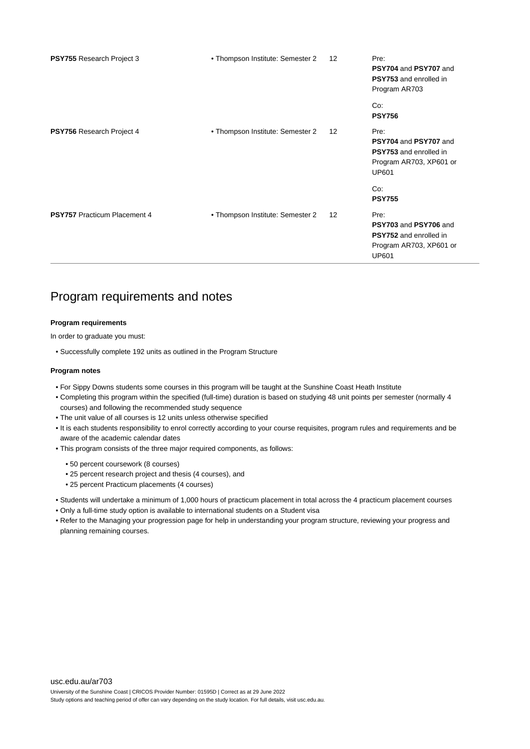| | | | |
|---|---|---|---|
| **PSY755** Research Project 3 | • Thompson Institute: Semester 2 | 12 | Pre: **PSY704** and **PSY707** and **PSY753** and enrolled in Program AR703<br><br>Co: **PSY756** |
| **PSY756** Research Project 4 | • Thompson Institute: Semester 2 | 12 | Pre: **PSY704** and **PSY707** and **PSY753** and enrolled in Program AR703, XP601 or UP601<br><br>Co: **PSY755** |
| **PSY757** Practicum Placement 4 | • Thompson Institute: Semester 2 | 12 | Pre: **PSY703** and **PSY706** and **PSY752** and enrolled in Program AR703, XP601 or UP601 |

## Program requirements and notes

**Program requirements**

In order to graduate you must:

- Successfully complete 192 units as outlined in the Program Structure

**Program notes**

- For Sippy Downs students some courses in this program will be taught at the Sunshine Coast Heath Institute
- Completing this program within the specified (full-time) duration is based on studying 48 unit points per semester (normally 4 courses) and following the recommended study sequence
- The unit value of all courses is 12 units unless otherwise specified
- It is each students responsibility to enrol correctly according to your course requisites, program rules and requirements and be aware of the academic calendar dates
- This program consists of the three major required components, as follows:
  - 50 percent coursework (8 courses)
  - 25 percent research project and thesis (4 courses), and
  - 25 percent Practicum placements (4 courses)
- Students will undertake a minimum of 1,000 hours of practicum placement in total across the 4 practicum placement courses
- Only a full-time study option is available to international students on a Student visa
- Refer to the Managing your progression page for help in understanding your program structure, reviewing your progress and planning remaining courses.

usc.edu.au/ar703

University of the Sunshine Coast | CRICOS Provider Number: 01595D | Correct as at 29 June 2022

Study options and teaching period of offer can vary depending on the study location. For full details, visit usc.edu.au.